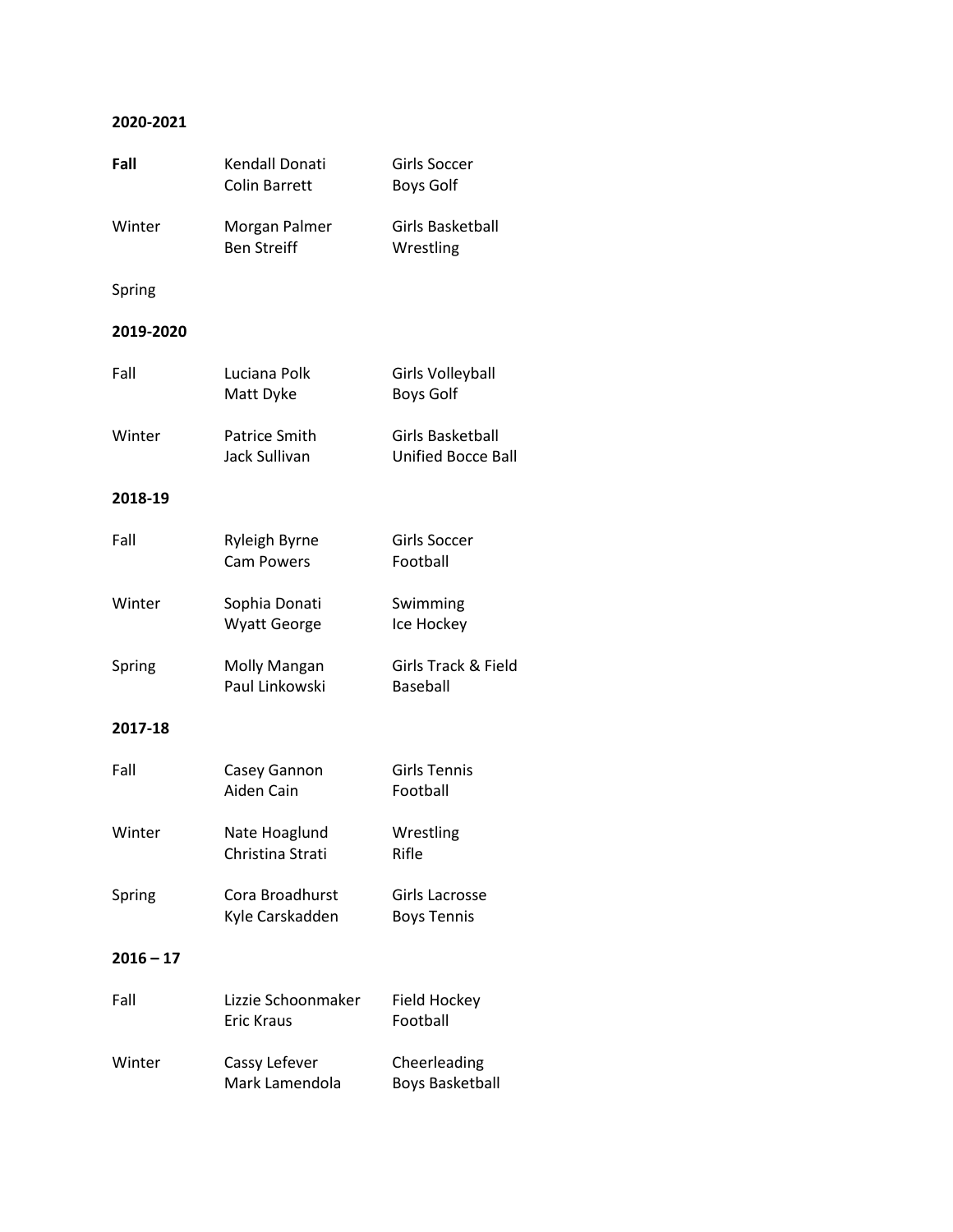**2020-2021**

| | | |
|---|---|---|
| **Fall** | Kendall Donati<br>Colin Barrett | Girls Soccer<br>Boys Golf |
| Winter | Morgan Palmer<br>Ben Streiff | Girls Basketball<br>Wrestling |
| Spring | | |

**2019-2020**

| | | |
|---|---|---|
| Fall | Luciana Polk<br>Matt Dyke | Girls Volleyball<br>Boys Golf |
| Winter | Patrice Smith<br>Jack Sullivan | Girls Basketball<br>Unified Bocce Ball |

**2018-19**

| | | |
|---|---|---|
| Fall | Ryleigh Byrne<br>Cam Powers | Girls Soccer<br>Football |
| Winter | Sophia Donati<br>Wyatt George | Swimming<br>Ice Hockey |
| Spring | Molly Mangan<br>Paul Linkowski | Girls Track & Field<br>Baseball |

**2017-18**

| | | |
|---|---|---|
| Fall | Casey Gannon<br>Aiden Cain | Girls Tennis<br>Football |
| Winter | Nate Hoaglund<br>Christina Strati | Wrestling<br>Rifle |
| Spring | Cora Broadhurst<br>Kyle Carskadden | Girls Lacrosse<br>Boys Tennis |

**2016 – 17**

| | | |
|---|---|---|
| Fall | Lizzie Schoonmaker<br>Eric Kraus | Field Hockey<br>Football |
| Winter | Cassy Lefever<br>Mark Lamendola | Cheerleading<br>Boys Basketball |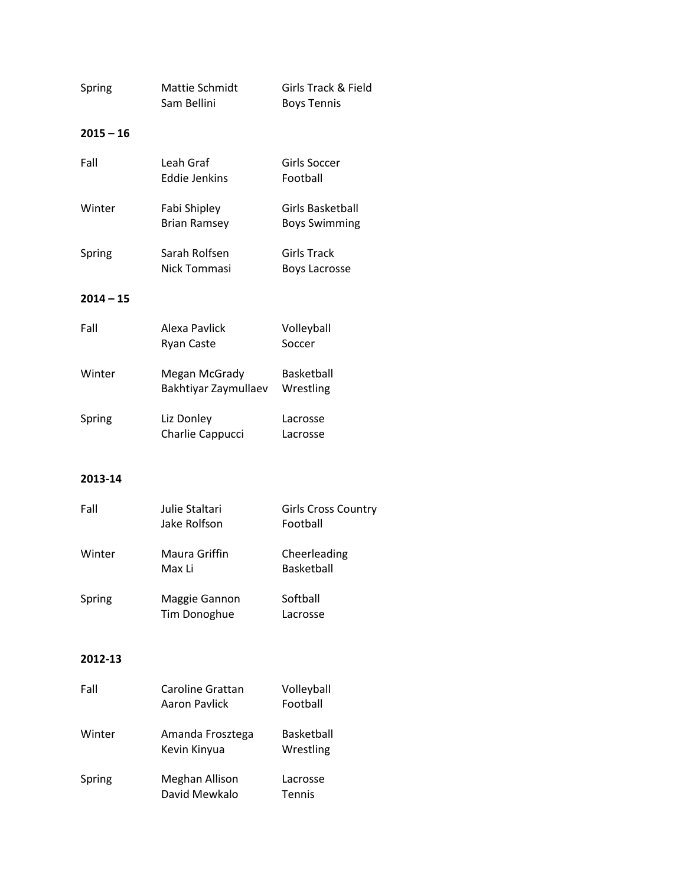| | | |
|---|---|---|
| Spring | Mattie Schmidt | Girls Track & Field |
| | Sam Bellini | Boys Tennis |

**2015 – 16**

| | | |
|---|---|---|
| Fall | Leah Graf | Girls Soccer |
| | Eddie Jenkins | Football |
| Winter | Fabi Shipley | Girls Basketball |
| | Brian Ramsey | Boys Swimming |
| Spring | Sarah Rolfsen | Girls Track |
| | Nick Tommasi | Boys Lacrosse |

**2014 – 15**

| | | |
|---|---|---|
| Fall | Alexa Pavlick | Volleyball |
| | Ryan Caste | Soccer |
| Winter | Megan McGrady | Basketball |
| | Bakhtiyar Zaymullaev | Wrestling |
| Spring | Liz Donley | Lacrosse |
| | Charlie Cappucci | Lacrosse |

**2013-14**

| | | |
|---|---|---|
| Fall | Julie Staltari | Girls Cross Country |
| | Jake Rolfson | Football |
| Winter | Maura Griffin | Cheerleading |
| | Max Li | Basketball |
| Spring | Maggie Gannon | Softball |
| | Tim Donoghue | Lacrosse |

**2012-13**

| | | |
|---|---|---|
| Fall | Caroline Grattan | Volleyball |
| | Aaron Pavlick | Football |
| Winter | Amanda Frosztega | Basketball |
| | Kevin Kinyua | Wrestling |
| Spring | Meghan Allison | Lacrosse |
| | David Mewkalo | Tennis |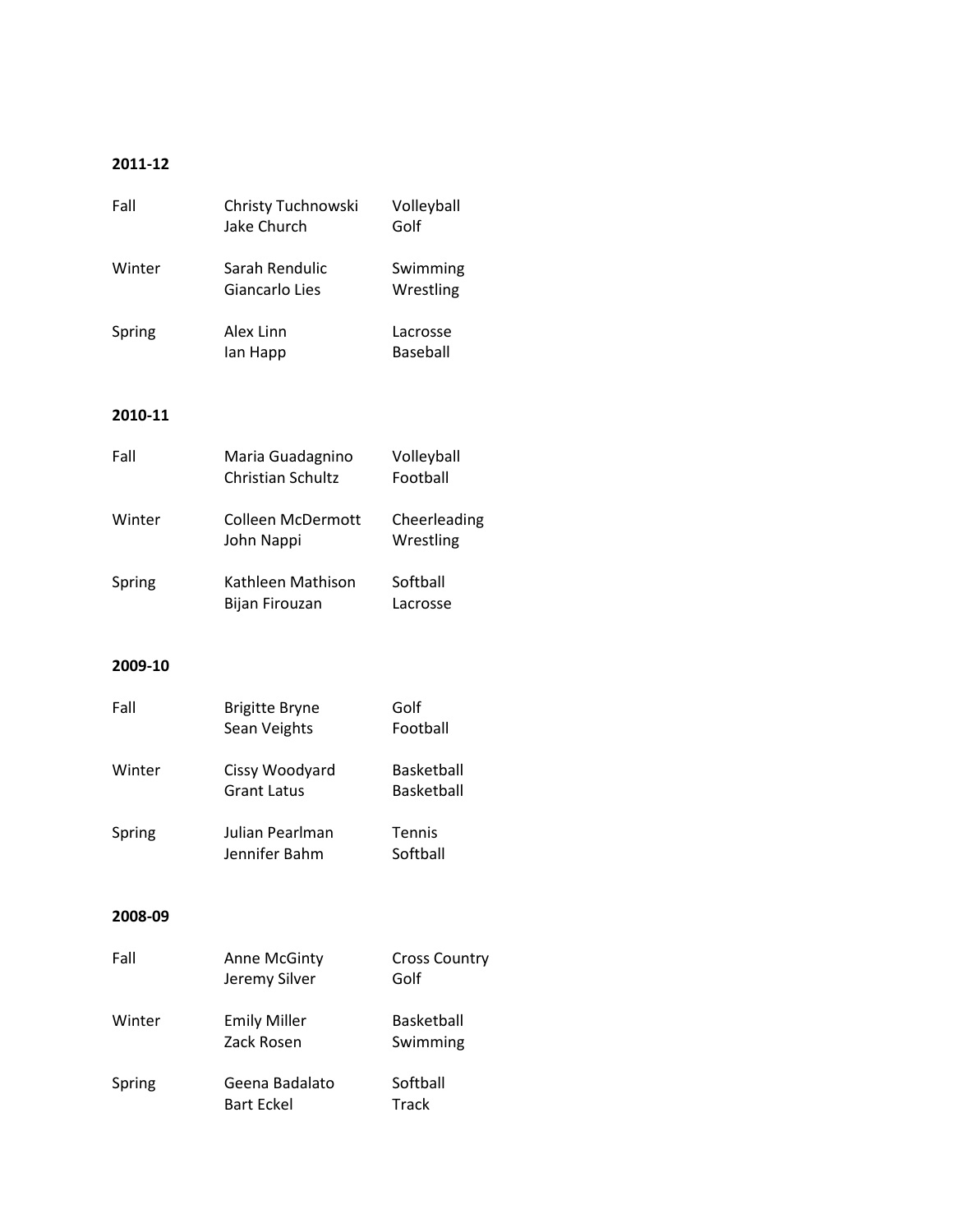**2011-12**

| | | |
|---|---|---|
| Fall | Christy Tuchnowski | Volleyball |
| | Jake Church | Golf |
| Winter | Sarah Rendulic | Swimming |
| | Giancarlo Lies | Wrestling |
| Spring | Alex Linn | Lacrosse |
| | Ian Happ | Baseball |

**2010-11**

| | | |
|---|---|---|
| Fall | Maria Guadagnino | Volleyball |
| | Christian Schultz | Football |
| Winter | Colleen McDermott | Cheerleading |
| | John Nappi | Wrestling |
| Spring | Kathleen Mathison | Softball |
| | Bijan Firouzan | Lacrosse |

**2009-10**

| | | |
|---|---|---|
| Fall | Brigitte Bryne | Golf |
| | Sean Veights | Football |
| Winter | Cissy Woodyard | Basketball |
| | Grant Latus | Basketball |
| Spring | Julian Pearlman | Tennis |
| | Jennifer Bahm | Softball |

**2008-09**

| | | |
|---|---|---|
| Fall | Anne McGinty | Cross Country |
| | Jeremy Silver | Golf |
| Winter | Emily Miller | Basketball |
| | Zack Rosen | Swimming |
| Spring | Geena Badalato | Softball |
| | Bart Eckel | Track |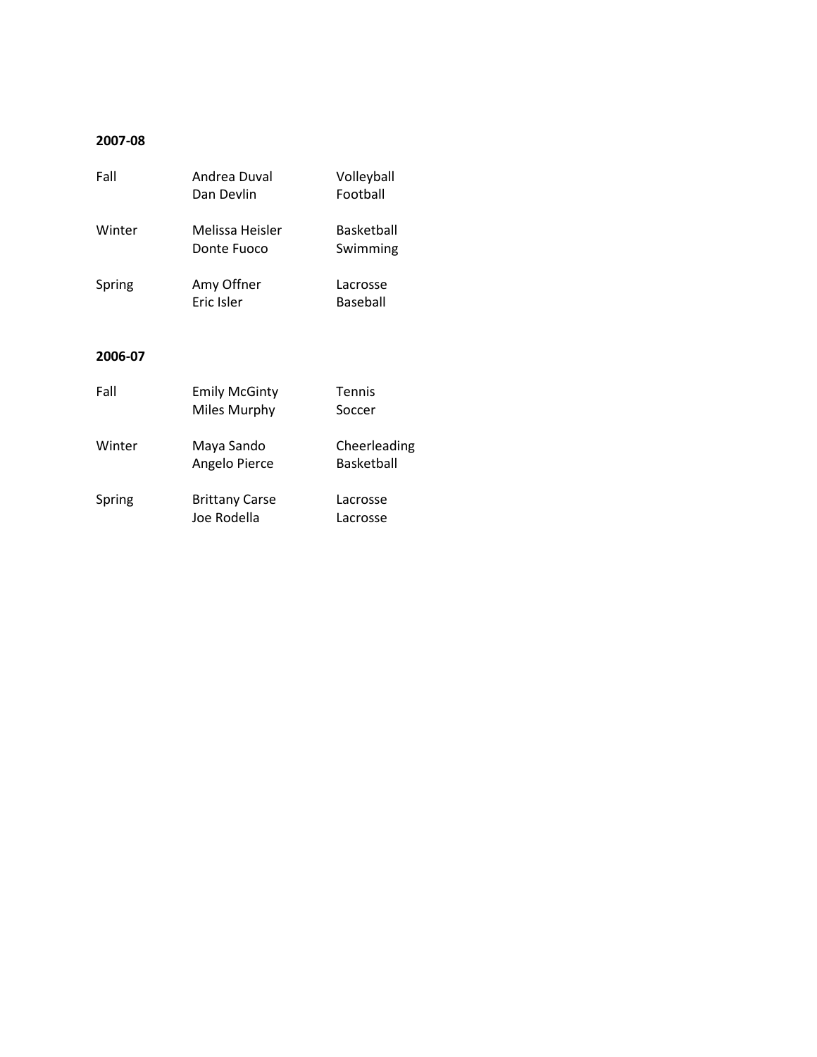**2007-08**

| | | |
|---|---|---|
| Fall | Andrea Duval | Volleyball |
| | Dan Devlin | Football |
| Winter | Melissa Heisler | Basketball |
| | Donte Fuoco | Swimming |
| Spring | Amy Offner | Lacrosse |
| | Eric Isler | Baseball |

**2006-07**

| | | |
|---|---|---|
| Fall | Emily McGinty | Tennis |
| | Miles Murphy | Soccer |
| Winter | Maya Sando | Cheerleading |
| | Angelo Pierce | Basketball |
| Spring | Brittany Carse | Lacrosse |
| | Joe Rodella | Lacrosse |